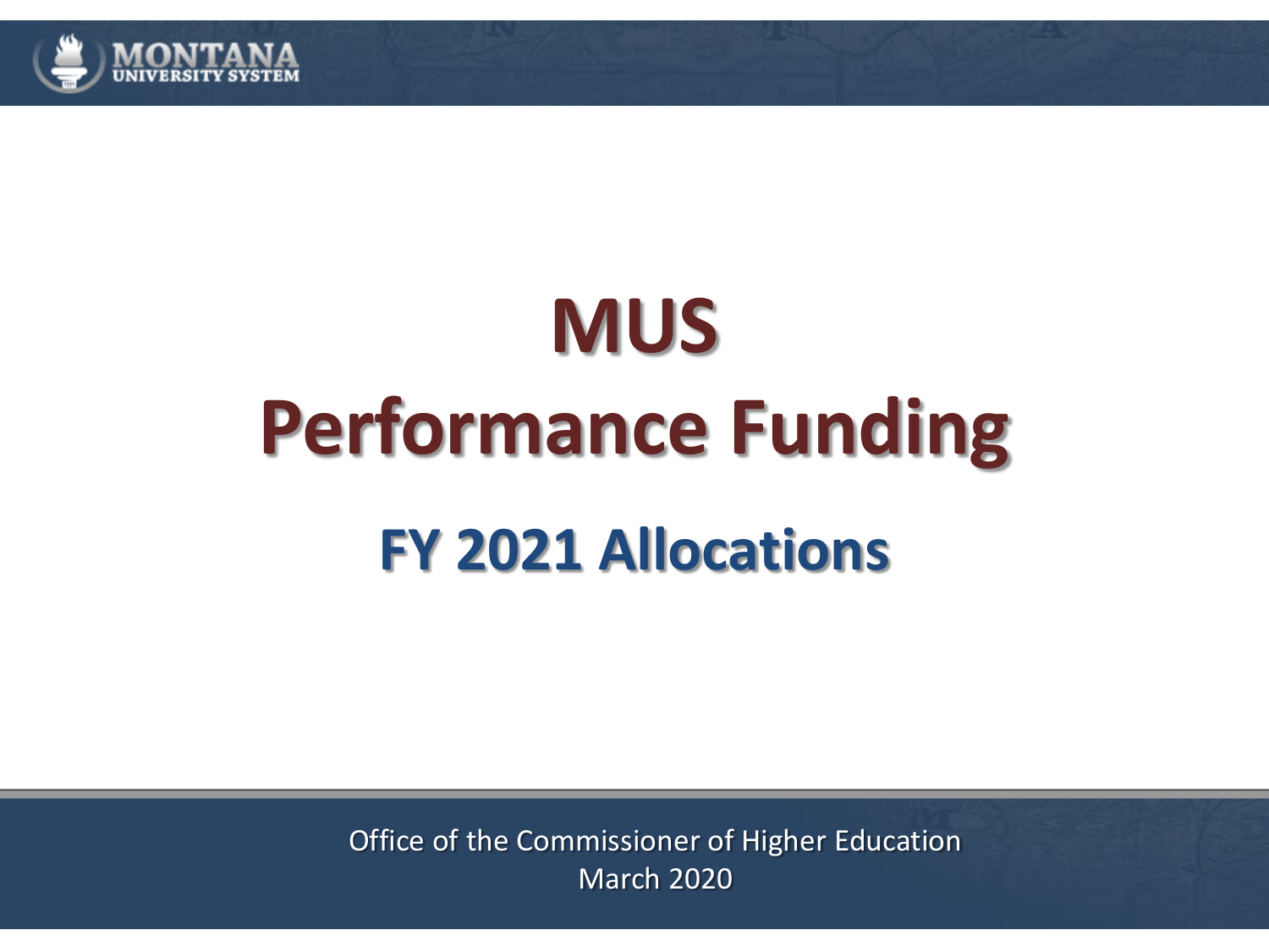MONTANA UNIVERSITY SYSTEM

# MUS
# Performance Funding
## FY 2021 Allocations

Office of the Commissioner of Higher Education
March 2020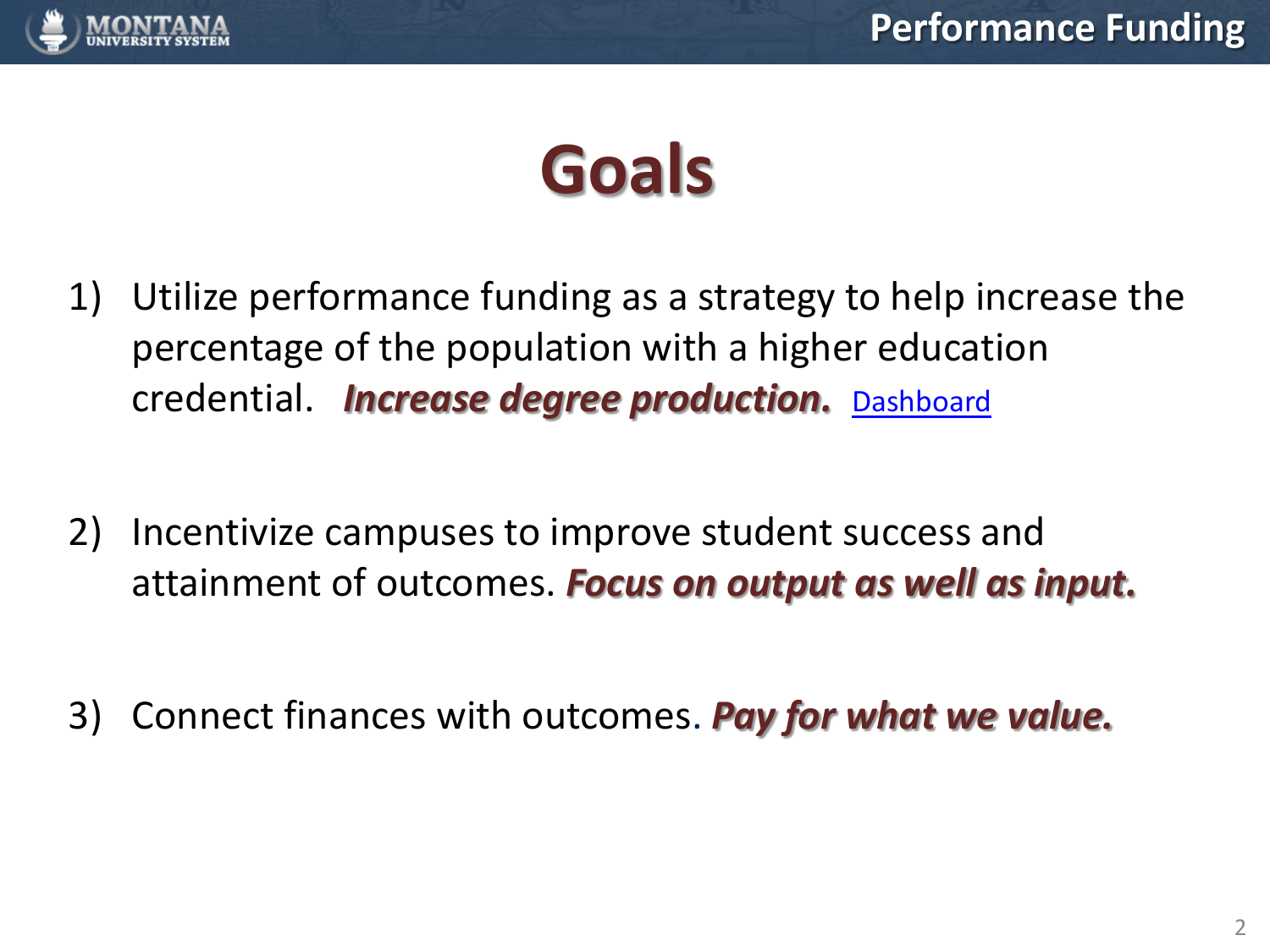# Goals

1) Utilize performance funding as a strategy to help increase the percentage of the population with a higher education credential. ***Increase degree production.*** Dashboard

2) Incentivize campuses to improve student success and attainment of outcomes. ***Focus on output as well as input.***

3) Connect finances with outcomes. ***Pay for what we value.***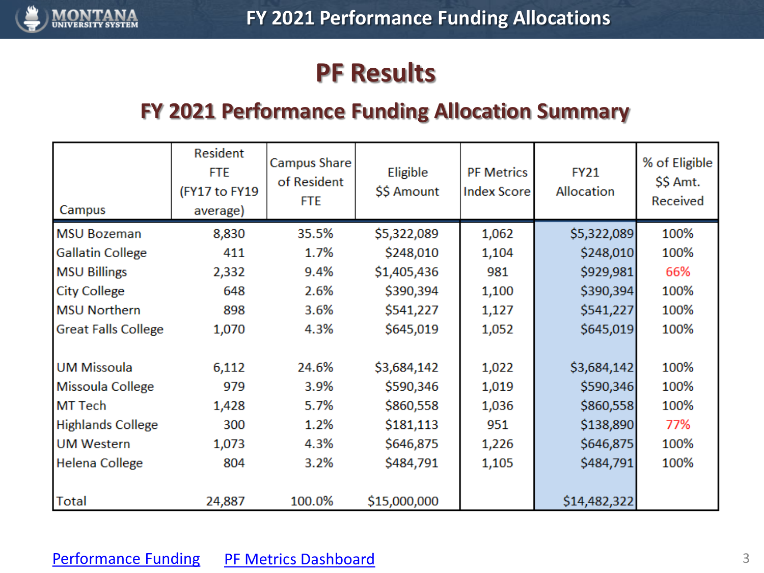# FY 2021 Performance Funding Allocations

## PF Results

### FY 2021 Performance Funding Allocation Summary

| Campus | Resident FTE (FY17 to FY19 average) | Campus Share of Resident FTE | Eligible $$ Amount | PF Metrics Index Score | FY21 Allocation | % of Eligible $$ Amt. Received |
|---|---|---|---|---|---|---|
| MSU Bozeman | 8,830 | 35.5% | $5,322,089 | 1,062 | $5,322,089 | 100% |
| Gallatin College | 411 | 1.7% | $248,010 | 1,104 | $248,010 | 100% |
| MSU Billings | 2,332 | 9.4% | $1,405,436 | 981 | $929,981 | 66% |
| City College | 648 | 2.6% | $390,394 | 1,100 | $390,394 | 100% |
| MSU Northern | 898 | 3.6% | $541,227 | 1,127 | $541,227 | 100% |
| Great Falls College | 1,070 | 4.3% | $645,019 | 1,052 | $645,019 | 100% |
| | | | | | | |
| UM Missoula | 6,112 | 24.6% | $3,684,142 | 1,022 | $3,684,142 | 100% |
| Missoula College | 979 | 3.9% | $590,346 | 1,019 | $590,346 | 100% |
| MT Tech | 1,428 | 5.7% | $860,558 | 1,036 | $860,558 | 100% |
| Highlands College | 300 | 1.2% | $181,113 | 951 | $138,890 | 77% |
| UM Western | 1,073 | 4.3% | $646,875 | 1,226 | $646,875 | 100% |
| Helena College | 804 | 3.2% | $484,791 | 1,105 | $484,791 | 100% |
| | | | | | | |
| Total | 24,887 | 100.0% | $15,000,000 | | $14,482,322 | |

Performance Funding    PF Metrics Dashboard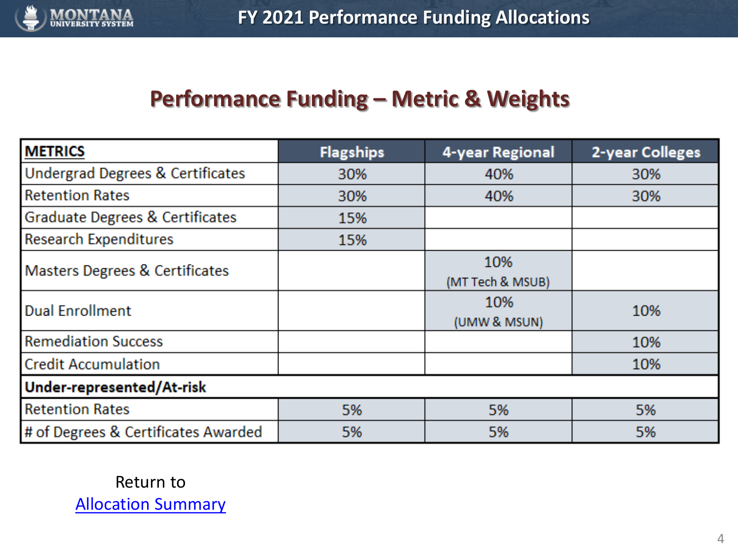# FY 2021 Performance Funding Allocations

## Performance Funding – Metric & Weights

| METRICS | Flagships | 4-year Regional | 2-year Colleges |
|---|---|---|---|
| Undergrad Degrees & Certificates | 30% | 40% | 30% |
| Retention Rates | 30% | 40% | 30% |
| Graduate Degrees & Certificates | 15% | | |
| Research Expenditures | 15% | | |
| Masters Degrees & Certificates | | 10% (MT Tech & MSUB) | |
| Dual Enrollment | | 10% (UMW & MSUN) | 10% |
| Remediation Success | | | 10% |
| Credit Accumulation | | | 10% |
| **Under-represented/At-risk** | | | |
| Retention Rates | 5% | 5% | 5% |
| # of Degrees & Certificates Awarded | 5% | 5% | 5% |

Return to
[Allocation Summary]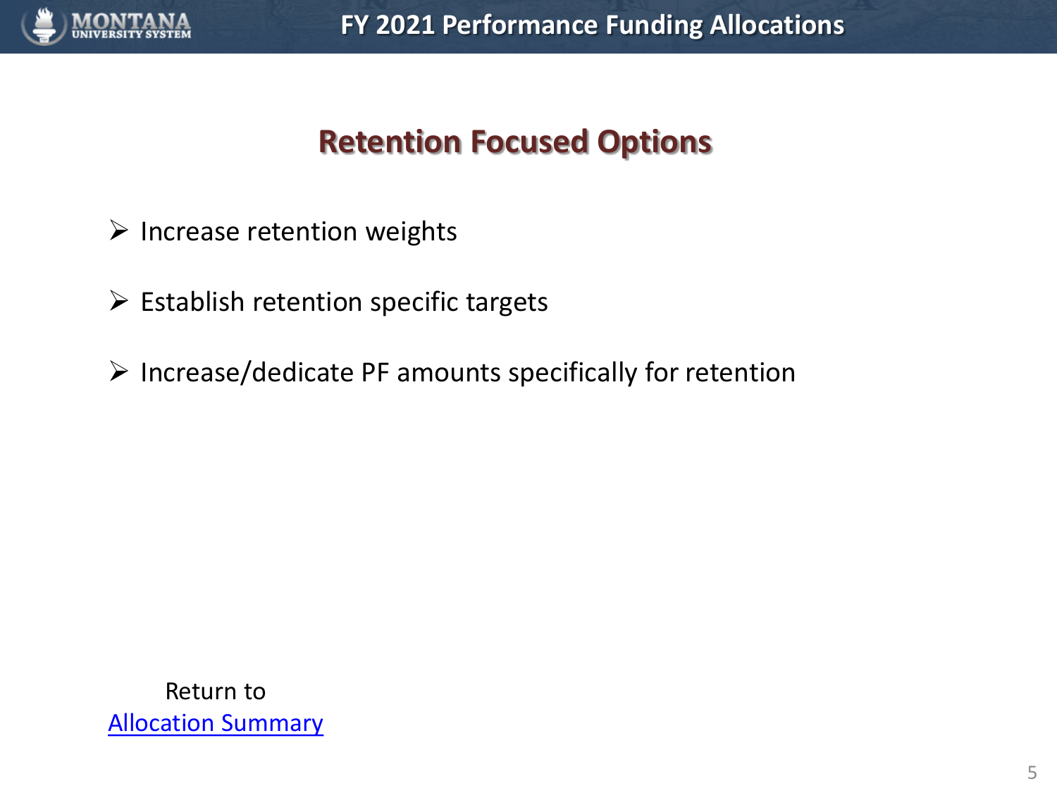# FY 2021 Performance Funding Allocations

## Retention Focused Options

- Increase retention weights
- Establish retention specific targets
- Increase/dedicate PF amounts specifically for retention

Return to
Allocation Summary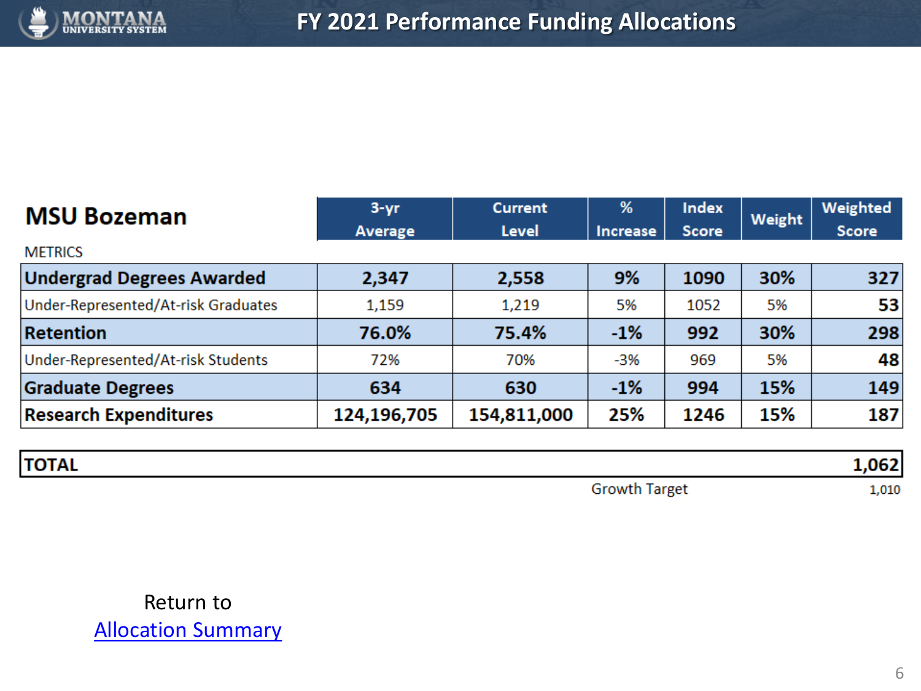# FY 2021 Performance Funding Allocations

## MSU Bozeman

| METRICS | 3-yr Average | Current Level | % Increase | Index Score | Weight | Weighted Score |
|---|---|---|---|---|---|---|
| **Undergrad Degrees Awarded** | **2,347** | **2,558** | **9%** | **1090** | **30%** | **327** |
| Under-Represented/At-risk Graduates | 1,159 | 1,219 | 5% | 1052 | 5% | **53** |
| **Retention** | **76.0%** | **75.4%** | **-1%** | **992** | **30%** | **298** |
| Under-Represented/At-risk Students | 72% | 70% | -3% | 969 | 5% | **48** |
| **Graduate Degrees** | **634** | **630** | **-1%** | **994** | **15%** | **149** |
| **Research Expenditures** | **124,196,705** | **154,811,000** | **25%** | **1246** | **15%** | **187** |
| **TOTAL** | | | | | | **1,062** |
| | | | Growth Target | | | 1,010 |

Return to
[Allocation Summary]()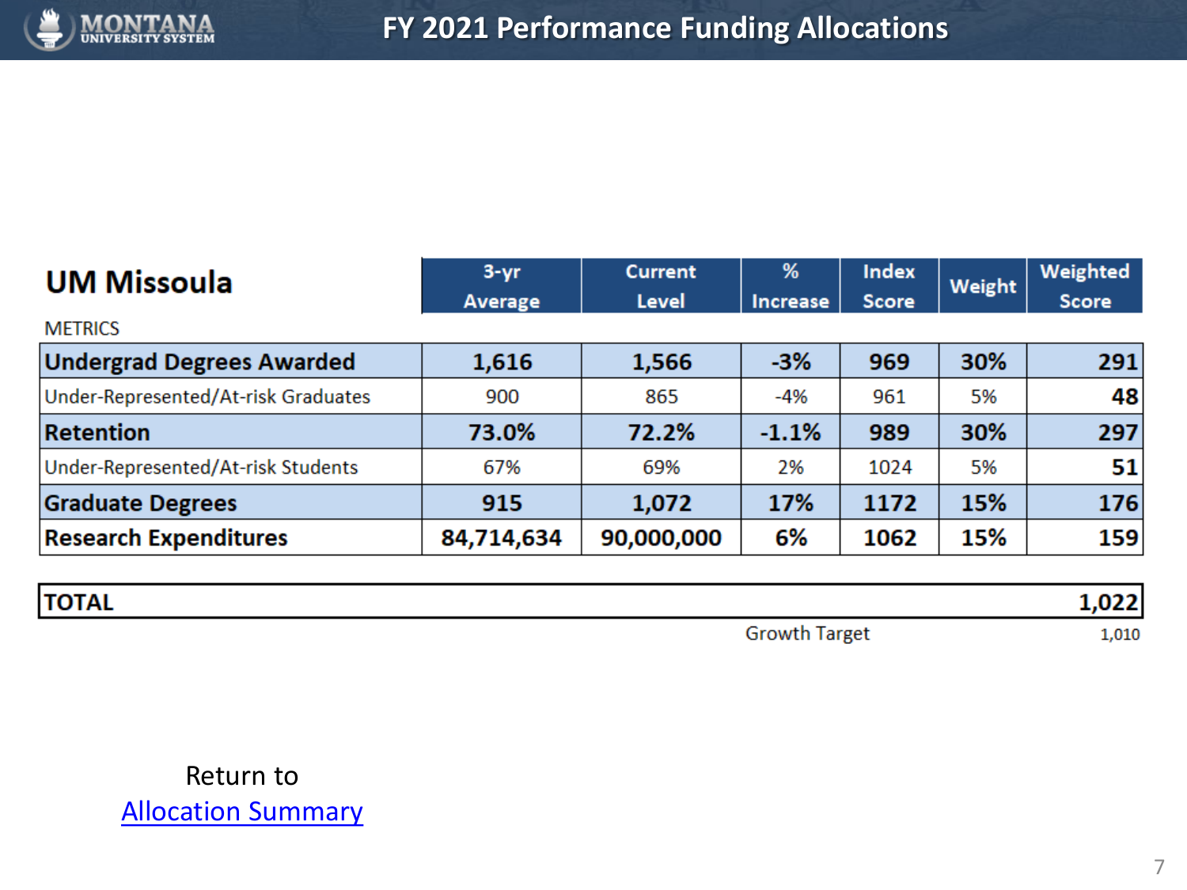# FY 2021 Performance Funding Allocations

## UM Missoula

| METRICS | 3-yr Average | Current Level | % Increase | Index Score | Weight | Weighted Score |
|---|---|---|---|---|---|---|
| **Undergrad Degrees Awarded** | **1,616** | **1,566** | **-3%** | **969** | **30%** | **291** |
| Under-Represented/At-risk Graduates | 900 | 865 | -4% | 961 | 5% | **48** |
| **Retention** | **73.0%** | **72.2%** | **-1.1%** | **989** | **30%** | **297** |
| Under-Represented/At-risk Students | 67% | 69% | 2% | 1024 | 5% | **51** |
| **Graduate Degrees** | **915** | **1,072** | **17%** | **1172** | **15%** | **176** |
| **Research Expenditures** | **84,714,634** | **90,000,000** | **6%** | **1062** | **15%** | **159** |
| **TOTAL** | | | | | | **1,022** |
| | | | Growth Target | | | 1,010 |

Return to
[Allocation Summary]()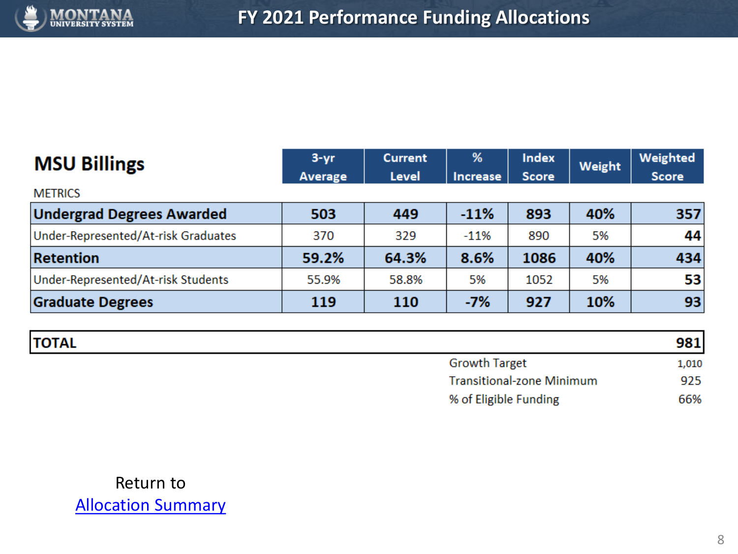# FY 2021 Performance Funding Allocations

## MSU Billings

| METRICS | 3-yr Average | Current Level | % Increase | Index Score | Weight | Weighted Score |
|---|---|---|---|---|---|---|
| **Undergrad Degrees Awarded** | **503** | **449** | **-11%** | **893** | **40%** | **357** |
| Under-Represented/At-risk Graduates | 370 | 329 | -11% | 890 | 5% | **44** |
| **Retention** | **59.2%** | **64.3%** | **8.6%** | **1086** | **40%** | **434** |
| Under-Represented/At-risk Students | 55.9% | 58.8% | 5% | 1052 | 5% | **53** |
| **Graduate Degrees** | **119** | **110** | **-7%** | **927** | **10%** | **93** |

| **TOTAL** | **981** |
|---|---|
| Growth Target | 1,010 |
| Transitional-zone Minimum | 925 |
| % of Eligible Funding | 66% |

Return to
[Allocation Summary]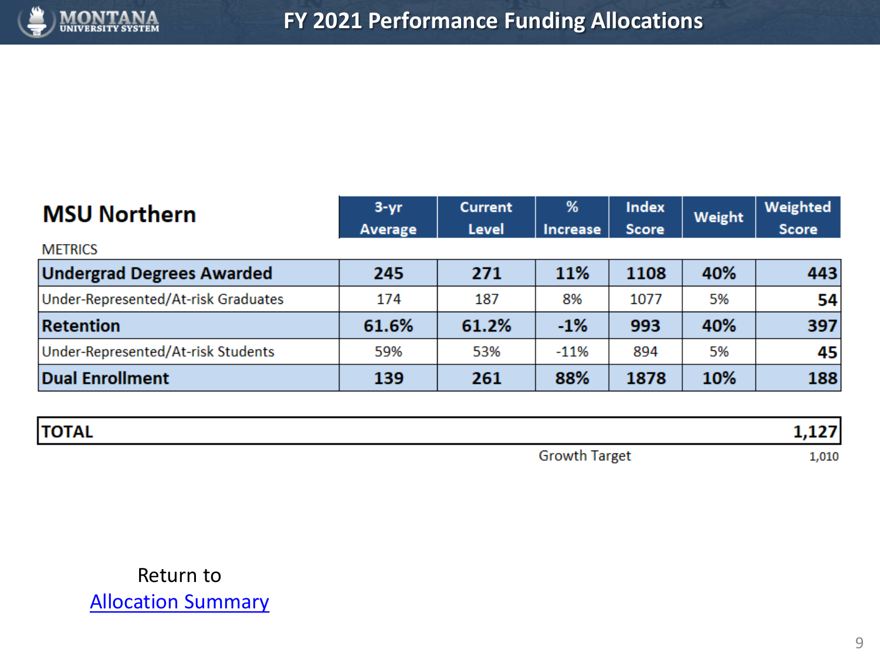# FY 2021 Performance Funding Allocations

## MSU Northern

| METRICS | 3-yr Average | Current Level | % Increase | Index Score | Weight | Weighted Score |
|---|---|---|---|---|---|---|
| **Undergrad Degrees Awarded** | **245** | **271** | **11%** | **1108** | **40%** | **443** |
| Under-Represented/At-risk Graduates | 174 | 187 | 8% | 1077 | 5% | **54** |
| **Retention** | **61.6%** | **61.2%** | **-1%** | **993** | **40%** | **397** |
| Under-Represented/At-risk Students | 59% | 53% | -11% | 894 | 5% | **45** |
| **Dual Enrollment** | **139** | **261** | **88%** | **1878** | **10%** | **188** |

| **TOTAL** | **1,127** |
|---|---|
| Growth Target | 1,010 |

Return to
Allocation Summary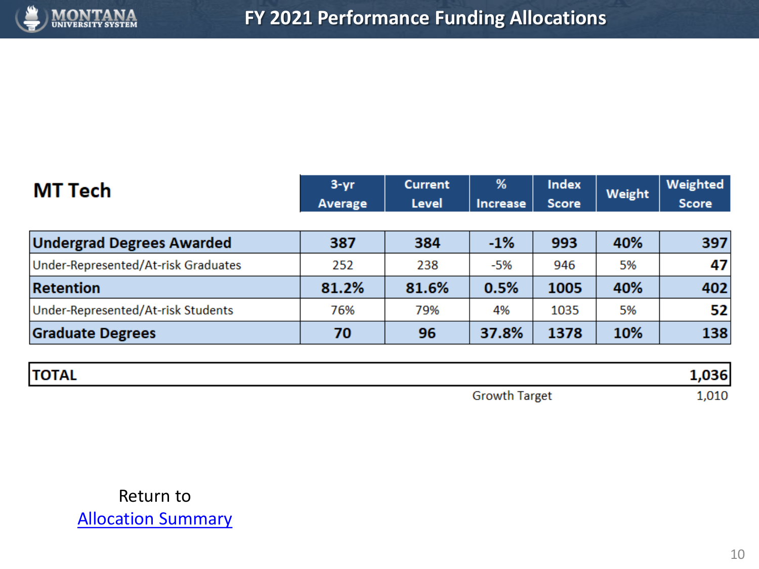# FY 2021 Performance Funding Allocations

## MT Tech

| MT Tech | 3-yr Average | Current Level | % Increase | Index Score | Weight | Weighted Score |
|---|---|---|---|---|---|---|
| **Undergrad Degrees Awarded** | **387** | **384** | **-1%** | **993** | **40%** | **397** |
| Under-Represented/At-risk Graduates | 252 | 238 | -5% | 946 | 5% | **47** |
| **Retention** | **81.2%** | **81.6%** | **0.5%** | **1005** | **40%** | **402** |
| Under-Represented/At-risk Students | 76% | 79% | 4% | 1035 | 5% | **52** |
| **Graduate Degrees** | **70** | **96** | **37.8%** | **1378** | **10%** | **138** |
| **TOTAL** | | | | | | **1,036** |
| | | | Growth Target | | | 1,010 |

Return to
Allocation Summary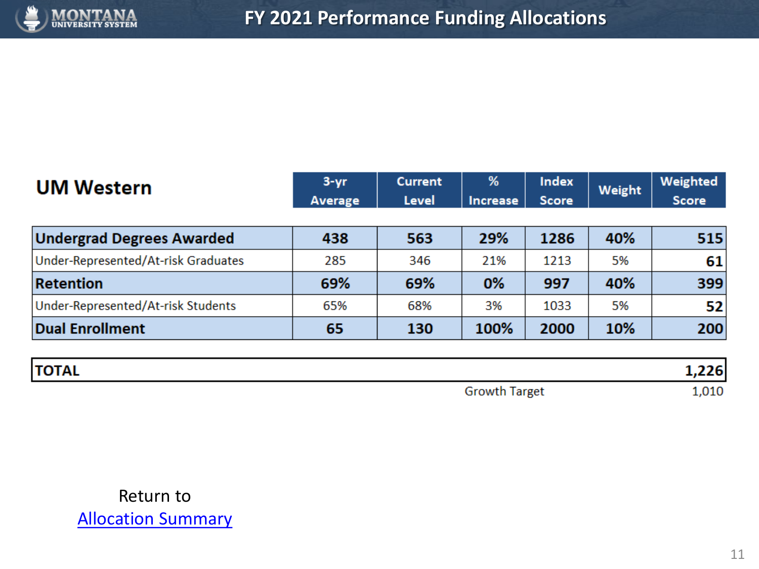# FY 2021 Performance Funding Allocations

| UM Western | 3-yr Average | Current Level | % Increase | Index Score | Weight | Weighted Score |
|---|---|---|---|---|---|---|
| **Undergrad Degrees Awarded** | **438** | **563** | **29%** | **1286** | **40%** | **515** |
| Under-Represented/At-risk Graduates | 285 | 346 | 21% | 1213 | 5% | **61** |
| **Retention** | **69%** | **69%** | **0%** | **997** | **40%** | **399** |
| Under-Represented/At-risk Students | 65% | 68% | 3% | 1033 | 5% | **52** |
| **Dual Enrollment** | **65** | **130** | **100%** | **2000** | **10%** | **200** |
| **TOTAL** | | | | | | **1,226** |
| | | | Growth Target | | | 1,010 |

Return to
Allocation Summary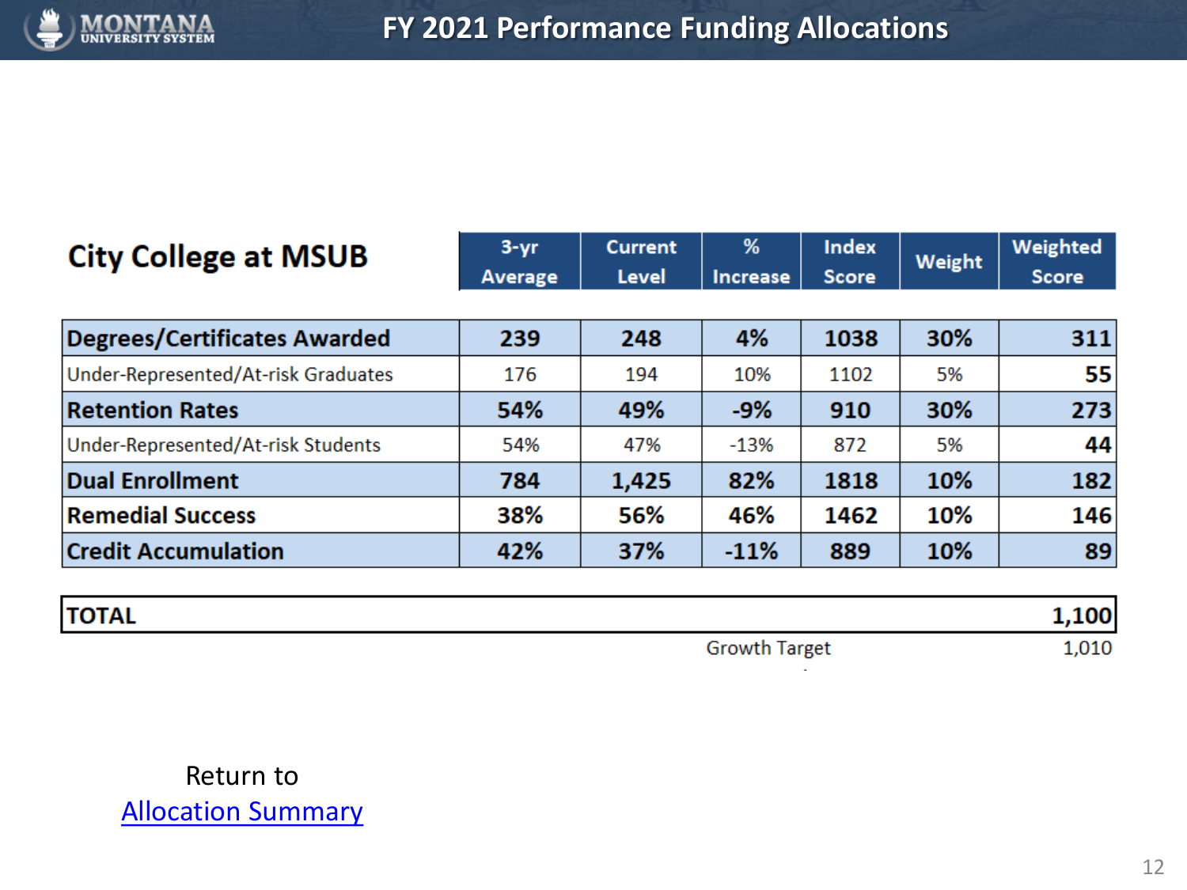# FY 2021 Performance Funding Allocations

| City College at MSUB | 3-yr Average | Current Level | % Increase | Index Score | Weight | Weighted Score |
|---|---|---|---|---|---|---|
| **Degrees/Certificates Awarded** | **239** | **248** | **4%** | **1038** | **30%** | **311** |
| Under-Represented/At-risk Graduates | 176 | 194 | 10% | 1102 | 5% | **55** |
| **Retention Rates** | **54%** | **49%** | **-9%** | **910** | **30%** | **273** |
| Under-Represented/At-risk Students | 54% | 47% | -13% | 872 | 5% | **44** |
| **Dual Enrollment** | **784** | **1,425** | **82%** | **1818** | **10%** | **182** |
| **Remedial Success** | **38%** | **56%** | **46%** | **1462** | **10%** | **146** |
| **Credit Accumulation** | **42%** | **37%** | **-11%** | **889** | **10%** | **89** |
| **TOTAL** | | | | | | **1,100** |
| | | | Growth Target | | | 1,010 |

Return to [Allocation Summary]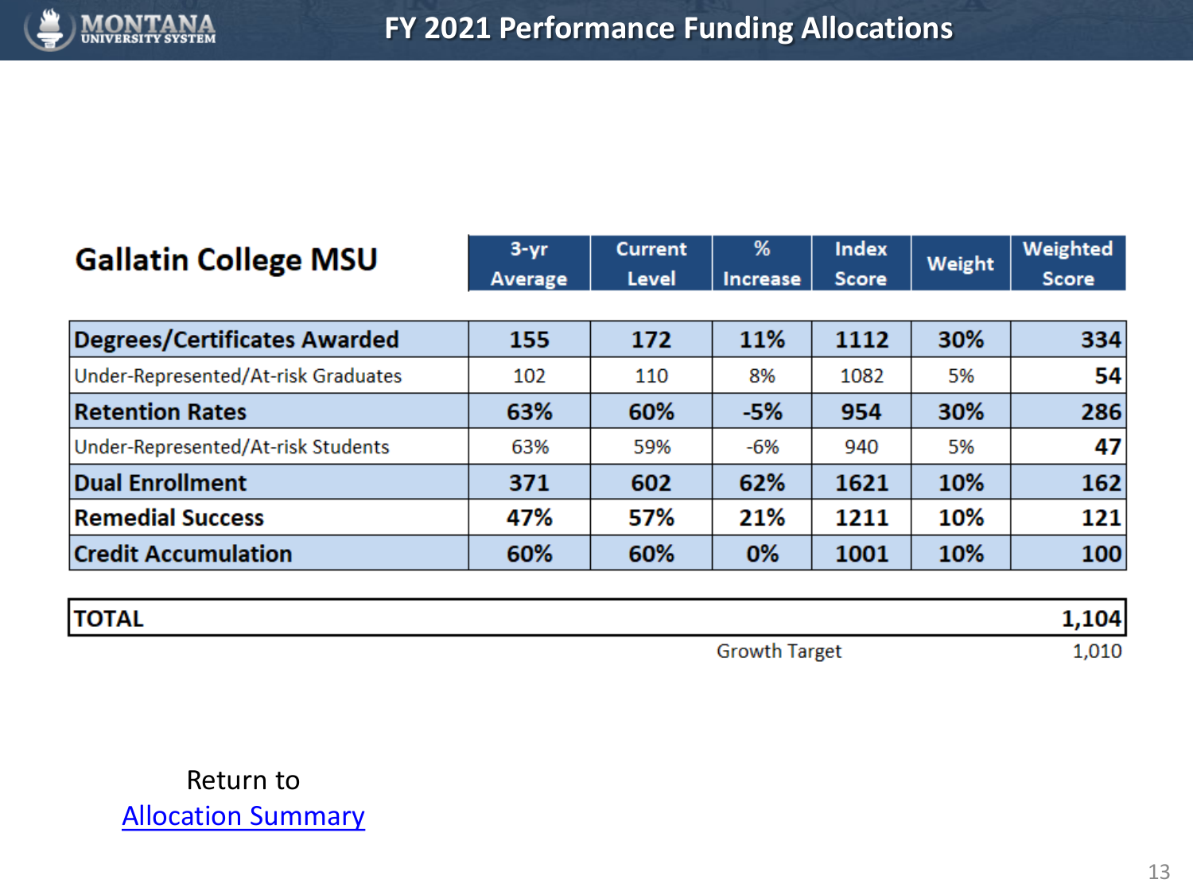# FY 2021 Performance Funding Allocations

| Gallatin College MSU | 3-yr Average | Current Level | % Increase | Index Score | Weight | Weighted Score |
|---|---|---|---|---|---|---|
| **Degrees/Certificates Awarded** | **155** | **172** | **11%** | **1112** | **30%** | **334** |
| Under-Represented/At-risk Graduates | 102 | 110 | 8% | 1082 | 5% | **54** |
| **Retention Rates** | **63%** | **60%** | **-5%** | **954** | **30%** | **286** |
| Under-Represented/At-risk Students | 63% | 59% | -6% | 940 | 5% | **47** |
| **Dual Enrollment** | **371** | **602** | **62%** | **1621** | **10%** | **162** |
| **Remedial Success** | **47%** | **57%** | **21%** | **1211** | **10%** | **121** |
| **Credit Accumulation** | **60%** | **60%** | **0%** | **1001** | **10%** | **100** |
| **TOTAL** | | | | | | **1,104** |
| | | | Growth Target | | | 1,010 |

Return to
Allocation Summary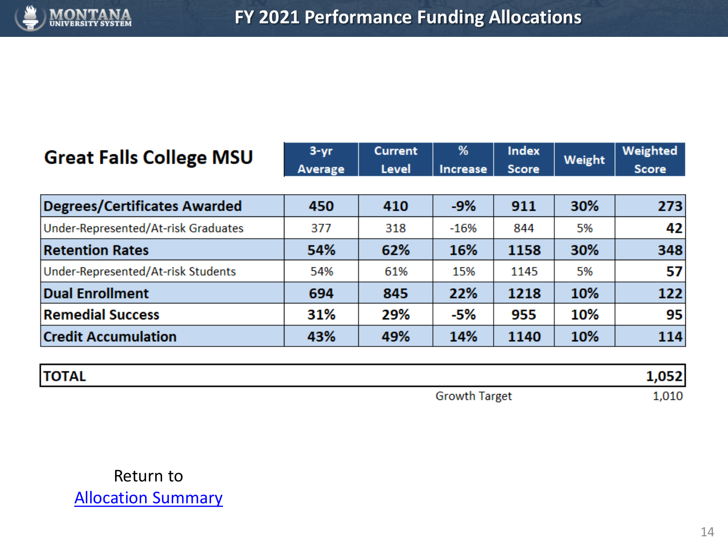# FY 2021 Performance Funding Allocations

| Great Falls College MSU | 3-yr Average | Current Level | % Increase | Index Score | Weight | Weighted Score |
|---|---|---|---|---|---|---|
| **Degrees/Certificates Awarded** | **450** | **410** | **-9%** | **911** | **30%** | **273** |
| Under-Represented/At-risk Graduates | 377 | 318 | -16% | 844 | 5% | **42** |
| **Retention Rates** | **54%** | **62%** | **16%** | **1158** | **30%** | **348** |
| Under-Represented/At-risk Students | 54% | 61% | 15% | 1145 | 5% | **57** |
| **Dual Enrollment** | **694** | **845** | **22%** | **1218** | **10%** | **122** |
| **Remedial Success** | **31%** | **29%** | **-5%** | **955** | **10%** | **95** |
| **Credit Accumulation** | **43%** | **49%** | **14%** | **1140** | **10%** | **114** |
| **TOTAL** | | | | | | **1,052** |
| | | | | Growth Target | | 1,010 |

Return to
[Allocation Summary]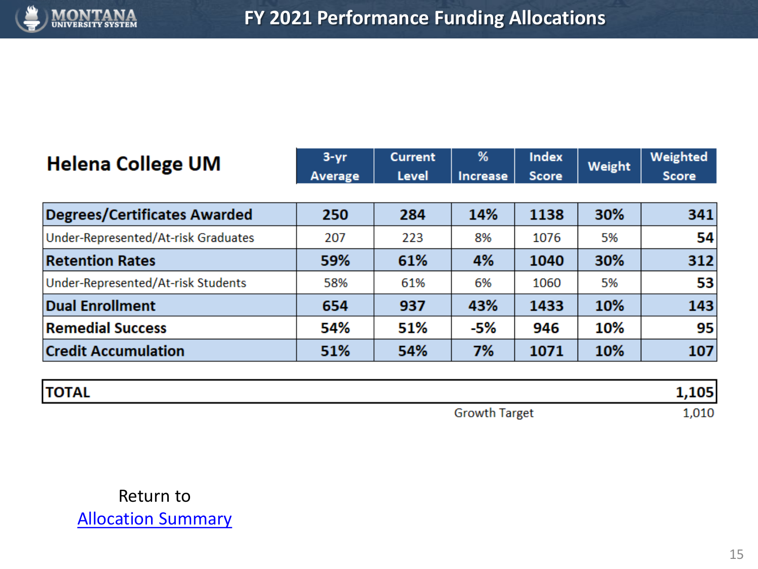# FY 2021 Performance Funding Allocations

## Helena College UM

| | 3-yr Average | Current Level | % Increase | Index Score | Weight | Weighted Score |
|---|---|---|---|---|---|---|
| **Degrees/Certificates Awarded** | **250** | **284** | **14%** | **1138** | **30%** | **341** |
| Under-Represented/At-risk Graduates | 207 | 223 | 8% | 1076 | 5% | **54** |
| **Retention Rates** | **59%** | **61%** | **4%** | **1040** | **30%** | **312** |
| Under-Represented/At-risk Students | 58% | 61% | 6% | 1060 | 5% | **53** |
| **Dual Enrollment** | **654** | **937** | **43%** | **1433** | **10%** | **143** |
| **Remedial Success** | **54%** | **51%** | **-5%** | **946** | **10%** | **95** |
| **Credit Accumulation** | **51%** | **54%** | **7%** | **1071** | **10%** | **107** |
| **TOTAL** | | | | | | **1,105** |
| | | | | Growth Target | | 1,010 |

Return to
Allocation Summary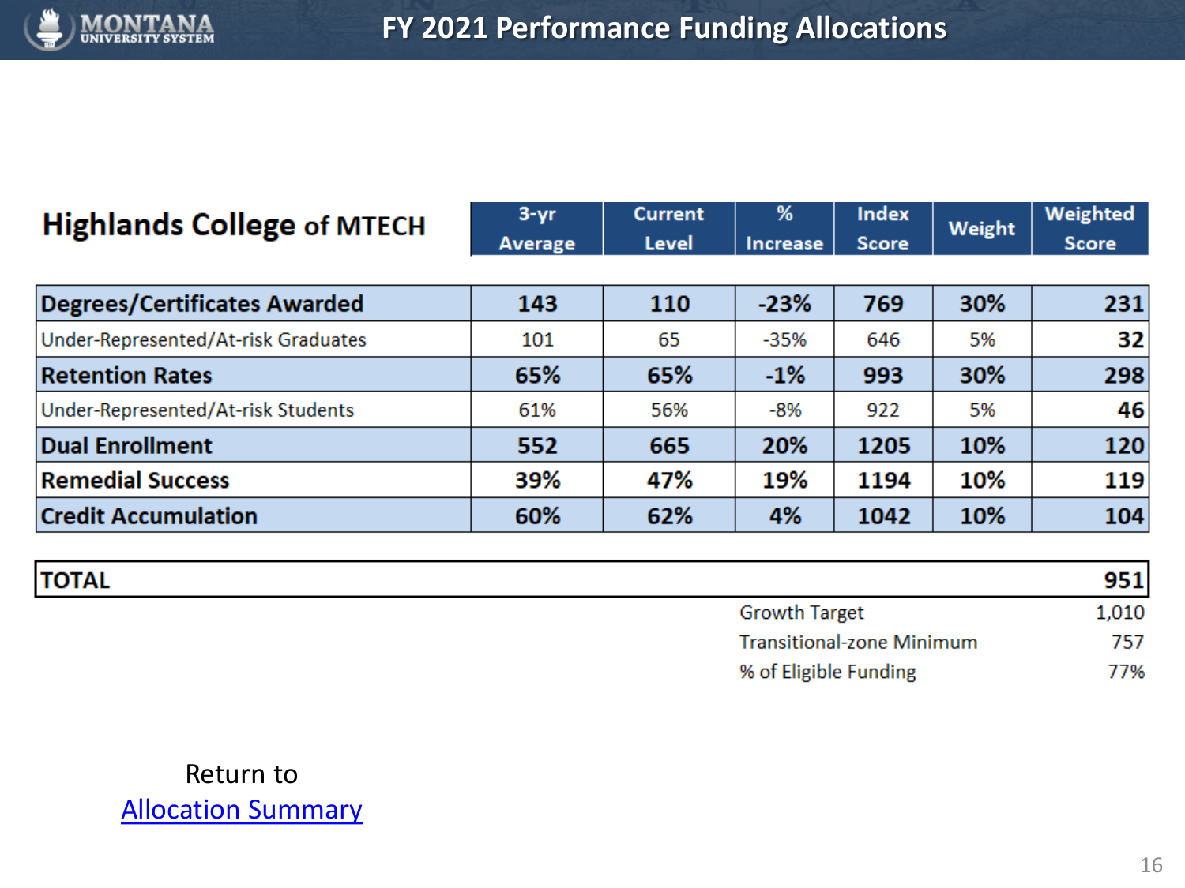# FY 2021 Performance Funding Allocations

| Highlands College of MTECH | 3-yr Average | Current Level | % Increase | Index Score | Weight | Weighted Score |
|---|---|---|---|---|---|---|
| **Degrees/Certificates Awarded** | **143** | **110** | **-23%** | **769** | **30%** | **231** |
| Under-Represented/At-risk Graduates | 101 | 65 | -35% | 646 | 5% | **32** |
| **Retention Rates** | **65%** | **65%** | **-1%** | **993** | **30%** | **298** |
| Under-Represented/At-risk Students | 61% | 56% | -8% | 922 | 5% | **46** |
| **Dual Enrollment** | **552** | **665** | **20%** | **1205** | **10%** | **120** |
| **Remedial Success** | **39%** | **47%** | **19%** | **1194** | **10%** | **119** |
| **Credit Accumulation** | **60%** | **62%** | **4%** | **1042** | **10%** | **104** |
| **TOTAL** | | | | | | **951** |

| | |
|---|---|
| Growth Target | 1,010 |
| Transitional-zone Minimum | 757 |
| % of Eligible Funding | 77% |

Return to
Allocation Summary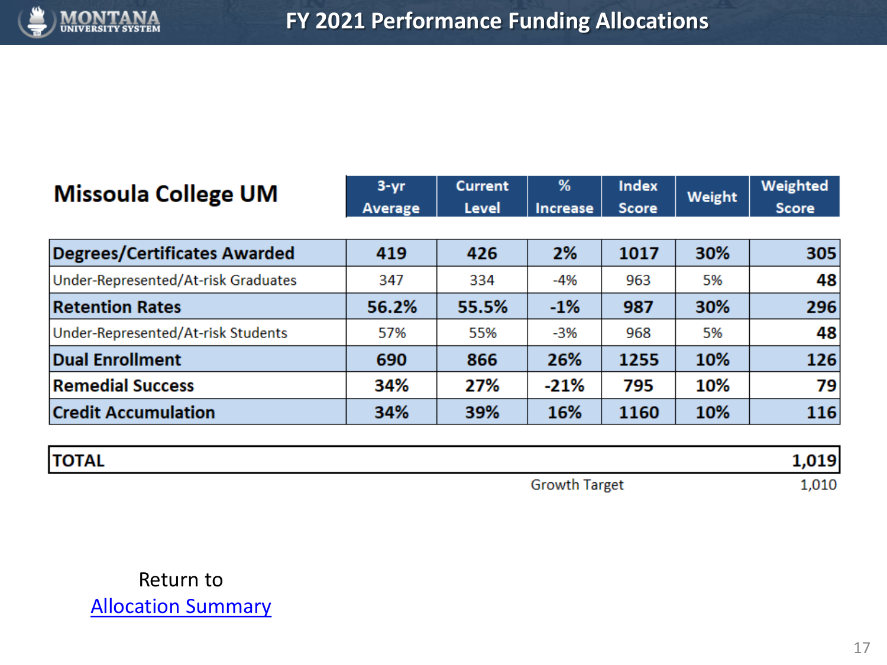# FY 2021 Performance Funding Allocations

| Missoula College UM | 3-yr Average | Current Level | % Increase | Index Score | Weight | Weighted Score |
|---|---|---|---|---|---|---|
| **Degrees/Certificates Awarded** | **419** | **426** | **2%** | **1017** | **30%** | **305** |
| Under-Represented/At-risk Graduates | 347 | 334 | -4% | 963 | 5% | **48** |
| **Retention Rates** | **56.2%** | **55.5%** | **-1%** | **987** | **30%** | **296** |
| Under-Represented/At-risk Students | 57% | 55% | -3% | 968 | 5% | **48** |
| **Dual Enrollment** | **690** | **866** | **26%** | **1255** | **10%** | **126** |
| **Remedial Success** | **34%** | **27%** | **-21%** | **795** | **10%** | **79** |
| **Credit Accumulation** | **34%** | **39%** | **16%** | **1160** | **10%** | **116** |
| **TOTAL** | | | | | | **1,019** |
| | | | Growth Target | | | 1,010 |

Return to [Allocation Summary]